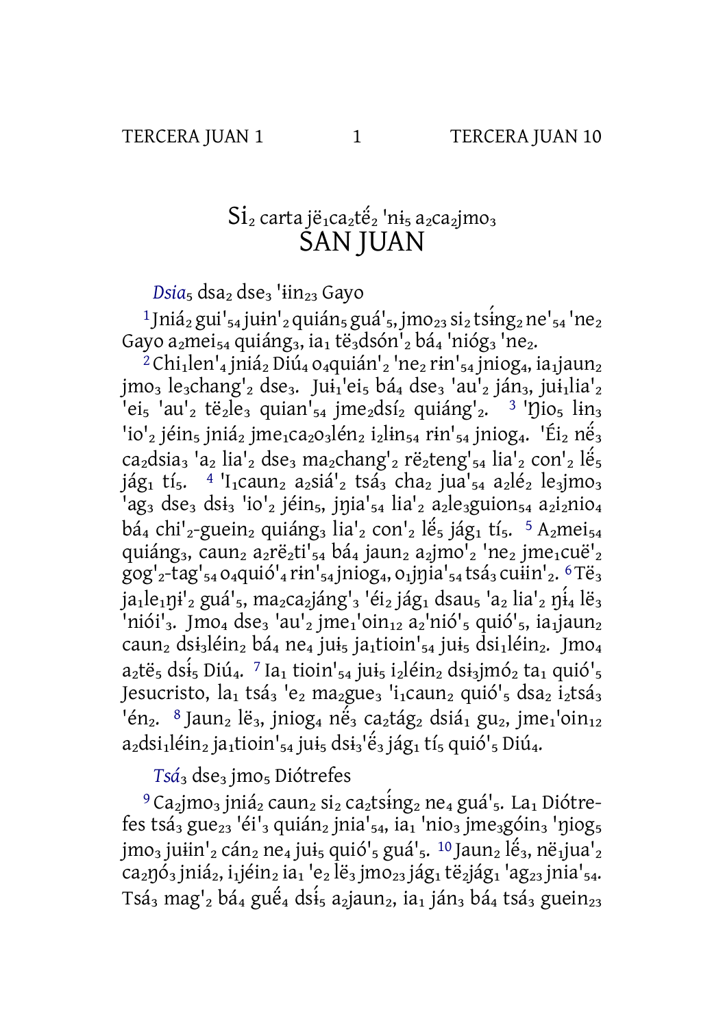# Si$_2$ carta jë$_1$ca$_2$tế$_2$ 'nɨ$_5$ a$_2$ca$_2$jmo$_3$
# SAN JUAN

*Dsia*$_5$ dsa$_2$ dse$_3$ 'ɨin$_{23}$ Gayo

1 Jniá$_2$ gui'$_{54}$ juɨn'$_2$ quián$_5$ guá'$_5$, jmo$_{23}$ si$_2$ tsɨ́ng$_2$ ne'$_{54}$ 'ne$_2$ Gayo a$_2$mei$_{54}$ quiáng$_3$, ia$_1$ të$_3$dsón'$_2$ bá$_4$ 'nióg$_3$ 'ne$_2$.

2 Chi$_1$len'$_4$ jniá$_2$ Diú$_4$ o$_4$quián'$_2$ 'ne$_2$ rɨn'$_{54}$ jniog$_4$, ia$_1$jaun$_2$ jmo$_3$ le$_3$chang'$_2$ dse$_3$. Juɨ$_1$'ei$_5$ bá$_4$ dse$_3$ 'au'$_2$ ján$_3$, juɨ$_1$lia'$_2$ 'ei$_5$ 'au'$_2$ të$_2$le$_3$ quian'$_{54}$ jme$_2$dsí$_2$ quiáng'$_2$. 3 'Ŋio$_5$ lɨn$_3$ 'io'$_2$ jéin$_5$ jniá$_2$ jme$_1$ca$_2$o$_3$lén$_2$ i$_2$lɨn$_{54}$ rɨn'$_{54}$ jniog$_4$. 'Éi$_2$ nế$_3$ ca$_2$dsia$_3$ 'a$_2$ lia'$_2$ dse$_3$ ma$_2$chang'$_2$ rë$_2$teng'$_{54}$ lia'$_2$ con'$_2$ lế$_5$ jág$_1$ tí$_5$. 4 'I$_1$caun$_2$ a$_2$siá'$_2$ tsá$_3$ cha$_2$ jua'$_{54}$ a$_2$lé$_2$ le$_3$jmo$_3$ 'ag$_3$ dse$_3$ dsɨ$_3$ 'io'$_2$ jéin$_5$, jŋia'$_{54}$ lia'$_2$ a$_2$le$_3$guion$_{54}$ a$_2$i$_2$nio$_4$ bá$_4$ chi'$_2$-guein$_2$ quiáng$_3$ lia'$_2$ con'$_2$ lế$_5$ jág$_1$ tí$_5$. 5 A$_2$mei$_{54}$ quiáng$_3$, caun$_2$ a$_2$rë$_2$ti'$_{54}$ bá$_4$ jaun$_2$ a$_2$jmo'$_2$ 'ne$_2$ jme$_1$cuë'$_2$ gog'$_2$-tag'$_{54}$ o$_4$quió'$_4$ rɨn'$_{54}$ jniog$_4$, o$_1$jŋia'$_{54}$ tsá$_3$ cuɨin'$_2$. 6 Të$_3$ ja$_1$le$_1$ŋɨ'$_2$ guá'$_5$, ma$_2$ca$_2$jáng'$_3$ 'éi$_2$ jág$_1$ dsau$_5$ 'a$_2$ lia'$_2$ ŋɨ́$_4$ lë$_3$ 'niói'$_3$. Jmo$_4$ dse$_3$ 'au'$_2$ jme$_1$'oin$_{12}$ a$_2$'nió'$_5$ quió'$_5$, ia$_1$jaun$_2$ caun$_2$ dsɨ$_3$léin$_2$ bá$_4$ ne$_4$ juɨ$_5$ ja$_1$tioin'$_{54}$ juɨ$_5$ dsi$_1$léin$_2$. Jmo$_4$ a$_2$të$_5$ dsɨ́$_5$ Diú$_4$. 7 Ia$_1$ tioin'$_{54}$ juɨ$_5$ i$_2$léin$_2$ dsɨ$_3$jmó$_2$ ta$_1$ quió'$_5$ Jesucristo, la$_1$ tsá$_3$ 'e$_2$ ma$_2$gue$_3$ 'i$_1$caun$_2$ quió'$_5$ dsa$_2$ i$_2$tsá$_3$ 'én$_2$. 8 Jaun$_2$ lë$_3$, jniog$_4$ nế$_3$ ca$_2$tág$_2$ dsiá$_1$ gu$_2$, jme$_1$'oin$_{12}$ a$_2$dsi$_1$léin$_2$ ja$_1$tioin'$_{54}$ juɨ$_5$ dsɨ$_3$'ế$_3$ jág$_1$ tí$_5$ quió'$_5$ Diú$_4$.

*Tsá*$_3$ dse$_3$ jmo$_5$ Diótrefes

9 Ca$_2$jmo$_3$ jniá$_2$ caun$_2$ si$_2$ ca$_2$tsɨ́ng$_2$ ne$_4$ guá'$_5$. La$_1$ Diótrefes tsá$_3$ gue$_{23}$ 'éi'$_3$ quián$_2$ jnia'$_{54}$, ia$_1$ 'nio$_3$ jme$_3$góin$_3$ 'ŋiog$_5$ jmo$_3$ juɨin'$_2$ cán$_2$ ne$_4$ juɨ$_5$ quió'$_5$ guá'$_5$. 10 Jaun$_2$ lế$_3$, në$_1$jua'$_2$ ca$_2$ŋó$_3$ jniá$_2$, i$_1$jéin$_2$ ia$_1$ 'e$_2$ lë$_3$ jmo$_{23}$ jág$_1$ të$_2$jág$_1$ 'ag$_{23}$ jnia'$_{54}$. Tsá$_3$ mag'$_2$ bá$_4$ guế$_4$ dsɨ́$_5$ a$_2$jaun$_2$, ia$_1$ ján$_3$ bá$_4$ tsá$_3$ guein$_{23}$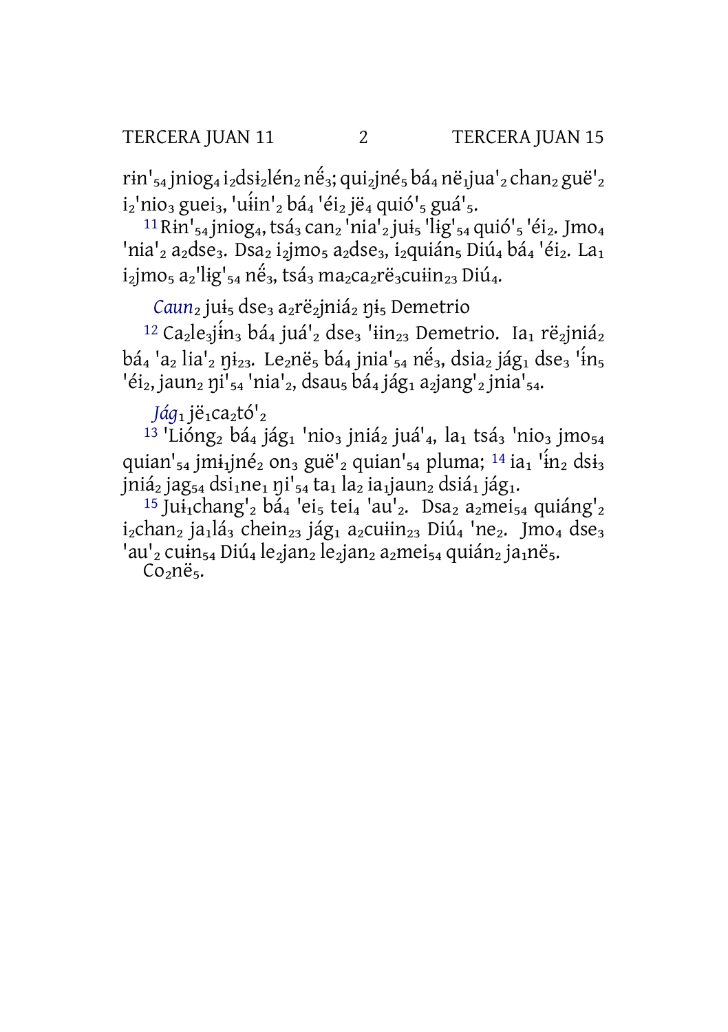rɨn'$_{54}$ jniog$_4$ i$_2$dsɨ$_2$lén$_2$ nɨ́$_3$; qui$_2$jné$_5$ bá$_4$ në$_1$jua'$_2$ chan$_2$ guë'$_2$ i$_2$'nio$_3$ guei$_3$, 'uɨ́in'$_2$ bá$_4$ 'éi$_2$ jë$_4$ quió'$_5$ guá'$_5$.

11 Rɨn'$_{54}$ jniog$_4$, tsá$_3$ can$_2$ 'nia'$_2$ juɨ$_5$ 'lɨg'$_{54}$ quió'$_5$ 'éi$_2$. Jmo$_4$ 'nia'$_2$ a$_2$dse$_3$. Dsa$_2$ i$_2$jmo$_5$ a$_2$dse$_3$, i$_2$quián$_5$ Diú$_4$ bá$_4$ 'éi$_2$. La$_1$ i$_2$jmo$_5$ a$_2$'lɨg'$_{54}$ nɨ́$_3$, tsá$_3$ ma$_2$ca$_2$rë$_3$cuɨin$_{23}$ Diú$_4$.

### *Caun*$_2$ juɨ$_5$ dse$_3$ a$_2$rë$_2$jniá$_2$ ŋɨ$_5$ Demetrio

12 Ca$_2$le$_3$jɨ́n$_3$ bá$_4$ juá'$_2$ dse$_3$ 'ɨin$_{23}$ Demetrio. Ia$_1$ rë$_2$jniá$_2$ bá$_4$ 'a$_2$ lia'$_2$ ŋɨ$_{23}$. Le$_2$në$_5$ bá$_4$ jnia'$_{54}$ nɨ́$_3$, dsia$_2$ jág$_1$ dse$_3$ 'ɨ́n$_5$ 'éi$_2$, jaun$_2$ ŋi'$_{54}$ 'nia'$_2$, dsau$_5$ bá$_4$ jág$_1$ a$_2$jang'$_2$ jnia'$_{54}$.

### *Jág*$_1$ jë$_1$ca$_2$tó'$_2$

13 'Lióng$_2$ bá$_4$ jág$_1$ 'nio$_3$ jniá$_2$ juá'$_4$, la$_1$ tsá$_3$ 'nio$_3$ jmo$_{54}$ quian'$_{54}$ jmɨ$_1$jné$_2$ on$_3$ guë'$_2$ quian'$_{54}$ pluma; 14 ia$_1$ 'ɨ́n$_2$ dsɨ$_3$ jniá$_2$ jag$_{54}$ dsi$_1$ne$_1$ ŋi'$_{54}$ ta$_1$ la$_2$ ia$_1$jaun$_2$ dsiá$_1$ jág$_1$.

15 Juɨ$_1$chang'$_2$ bá$_4$ 'ei$_5$ tei$_4$ 'au'$_2$. Dsa$_2$ a$_2$mei$_{54}$ quiáng'$_2$ i$_2$chan$_2$ ja$_1$lá$_3$ chein$_{23}$ jág$_1$ a$_2$cuɨin$_{23}$ Diú$_4$ 'ne$_2$. Jmo$_4$ dse$_3$ 'au'$_2$ cuɨn$_{54}$ Diú$_4$ le$_2$jan$_2$ le$_2$jan$_2$ a$_2$mei$_{54}$ quián$_2$ ja$_1$në$_5$.

Co$_2$në$_5$.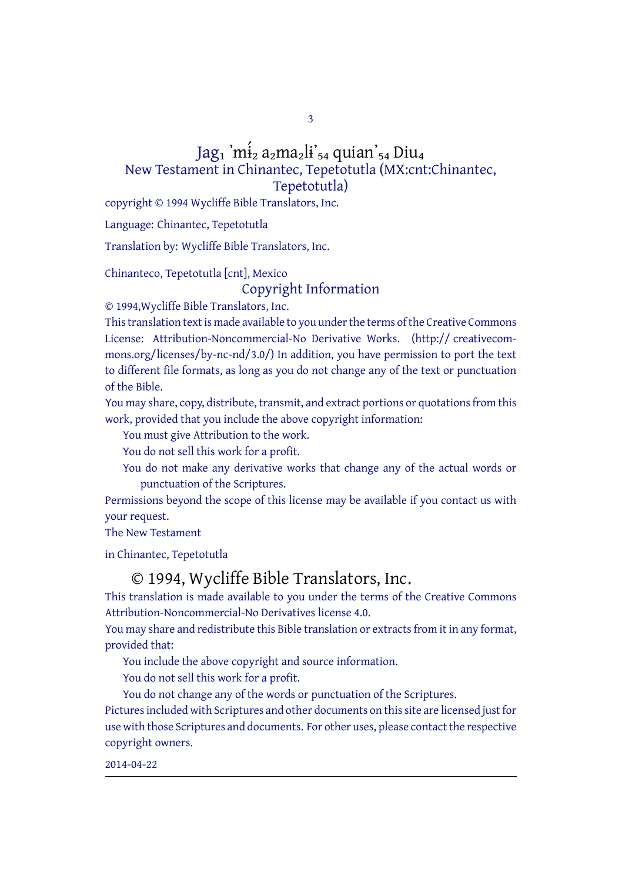# Jag$_1$ ’mɨ́$_2$ a$_2$ma$_2$lɨ’$_{54}$ quian’$_{54}$ Diu$_4$

## New Testament in Chinantec, Tepetotutla (MX:cnt:Chinantec, Tepetotutla)

copyright © 1994 Wycliffe Bible Translators, Inc.

Language: Chinantec, Tepetotutla

Translation by: Wycliffe Bible Translators, Inc.

Chinanteco, Tepetotutla [cnt], Mexico

### Copyright Information

© 1994,Wycliffe Bible Translators, Inc.

This translation text is made available to you under the terms of the Creative Commons License: Attribution-Noncommercial-No Derivative Works. (http:// creativecommons.org/licenses/by-nc-nd/3.0/) In addition, you have permission to port the text to different file formats, as long as you do not change any of the text or punctuation of the Bible.

You may share, copy, distribute, transmit, and extract portions or quotations from this work, provided that you include the above copyright information:

- You must give Attribution to the work.
- You do not sell this work for a profit.
- You do not make any derivative works that change any of the actual words or punctuation of the Scriptures.

Permissions beyond the scope of this license may be available if you contact us with your request.

The New Testament

in Chinantec, Tepetotutla

## © 1994, Wycliffe Bible Translators, Inc.

This translation is made available to you under the terms of the Creative Commons Attribution-Noncommercial-No Derivatives license 4.0.

You may share and redistribute this Bible translation or extracts from it in any format, provided that:

- You include the above copyright and source information.
- You do not sell this work for a profit.
- You do not change any of the words or punctuation of the Scriptures.

Pictures included with Scriptures and other documents on this site are licensed just for use with those Scriptures and documents. For other uses, please contact the respective copyright owners.

2014-04-22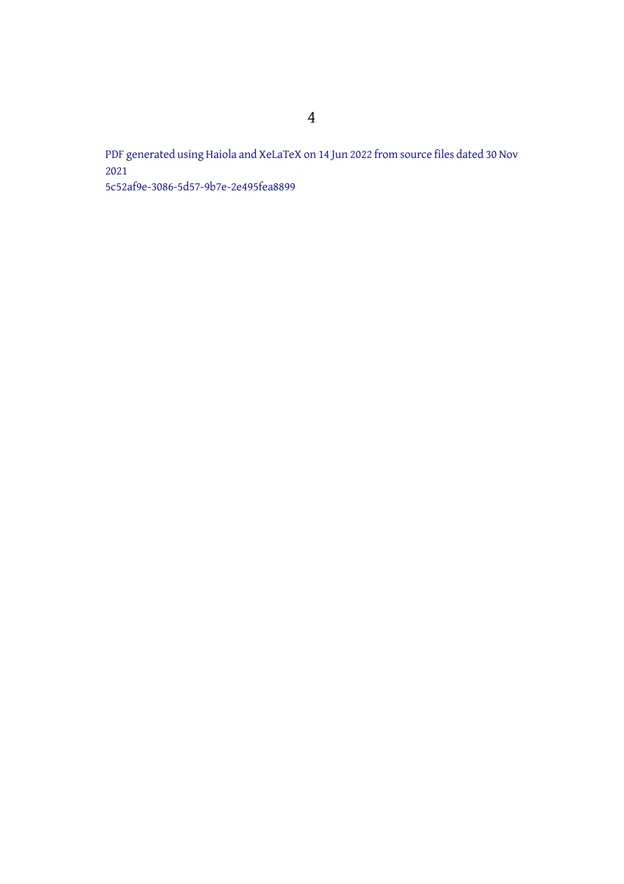PDF generated using Haiola and XeLaTeX on 14 Jun 2022 from source files dated 30 Nov 2021
5c52af9e-3086-5d57-9b7e-2e495fea8899